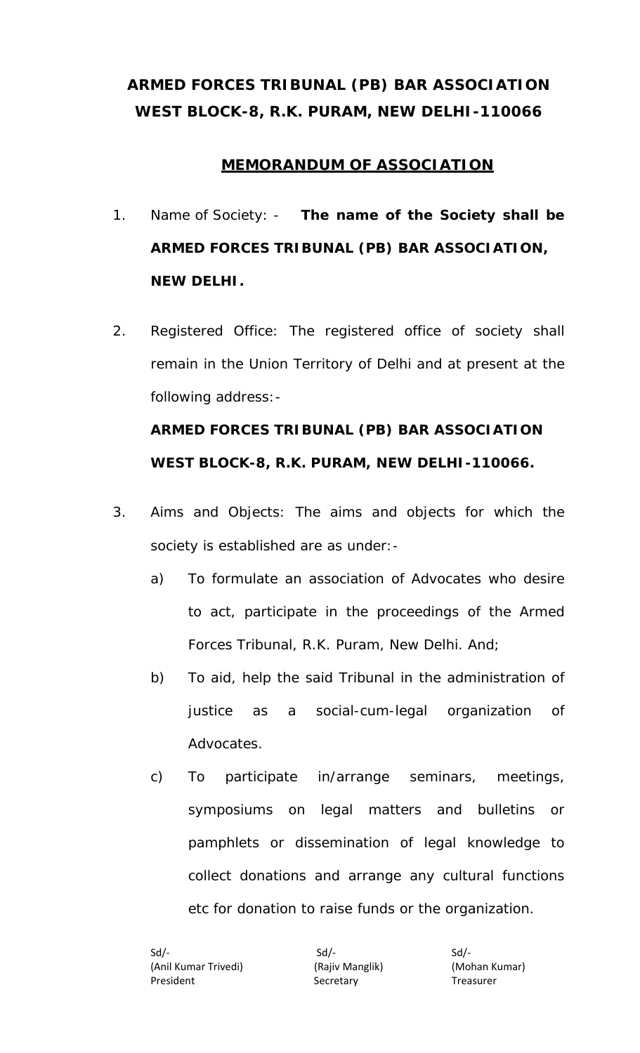# ARMED FORCES TRIBUNAL (PB) BAR ASSOCIATION
# WEST BLOCK-8, R.K. PURAM, NEW DELHI-110066

## MEMORANDUM OF ASSOCIATION

1. Name of Society: - **The name of the Society shall be ARMED FORCES TRIBUNAL (PB) BAR ASSOCIATION, NEW DELHI.**

2. Registered Office: The registered office of society shall remain in the Union Territory of Delhi and at present at the following address:-

   **ARMED FORCES TRIBUNAL (PB) BAR ASSOCIATION**
   **WEST BLOCK-8, R.K. PURAM, NEW DELHI-110066.**

3. Aims and Objects: The aims and objects for which the society is established are as under:-

   a) To formulate an association of Advocates who desire to act, participate in the proceedings of the Armed Forces Tribunal, R.K. Puram, New Delhi. And;

   b) To aid, help the said Tribunal in the administration of justice as a social-cum-legal organization of Advocates.

   c) To participate in/arrange seminars, meetings, symposiums on legal matters and bulletins or pamphlets or dissemination of legal knowledge to collect donations and arrange any cultural functions etc for donation to raise funds or the organization.

| Sd/- | Sd/- | Sd/- |
|---|---|---|
| (Anil Kumar Trivedi) | (Rajiv Manglik) | (Mohan Kumar) |
| President | Secretary | Treasurer |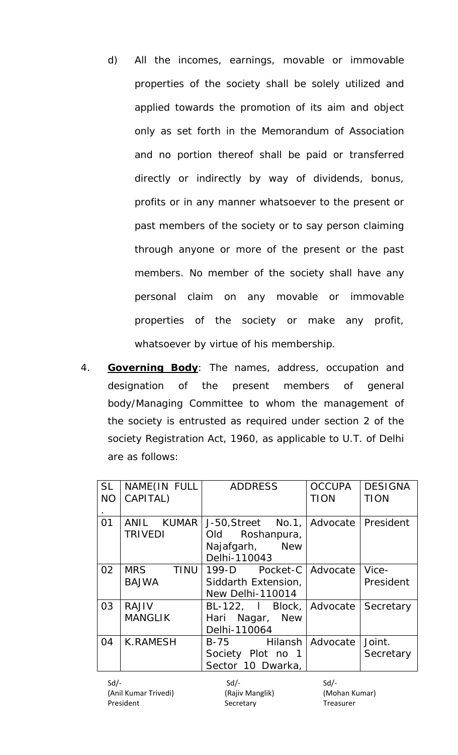d) All the incomes, earnings, movable or immovable properties of the society shall be solely utilized and applied towards the promotion of its aim and object only as set forth in the Memorandum of Association and no portion thereof shall be paid or transferred directly or indirectly by way of dividends, bonus, profits or in any manner whatsoever to the present or past members of the society or to say person claiming through anyone or more of the present or the past members. No member of the society shall have any personal claim on any movable or immovable properties of the society or make any profit, whatsoever by virtue of his membership.

4. **Governing Body**: The names, address, occupation and designation of the present members of general body/Managing Committee to whom the management of the society is entrusted as required under section 2 of the society Registration Act, 1960, as applicable to U.T. of Delhi are as follows:

| SL NO. | NAME(IN FULL CAPITAL) | ADDRESS | OCCUPATION | DESIGNATION |
|---|---|---|---|---|
| 01 | ANIL KUMAR TRIVEDI | J-50,Street No.1, Old Roshanpura, Najafgarh, New Delhi-110043 | Advocate | President |
| 02 | MRS TINU BAJWA | 199-D Pocket-C Siddarth Extension, New Delhi-110014 | Advocate | Vice-President |
| 03 | RAJIV MANGLIK | BL-122, I Block, Hari Nagar, New Delhi-110064 | Advocate | Secretary |
| 04 | K.RAMESH | B-75 Hilansh Society Plot no 1 Sector 10 Dwarka, | Advocate | Joint. Secretary |

Sd/-
(Anil Kumar Trivedi)
President

Sd/-
(Rajiv Manglik)
Secretary

Sd/-
(Mohan Kumar)
Treasurer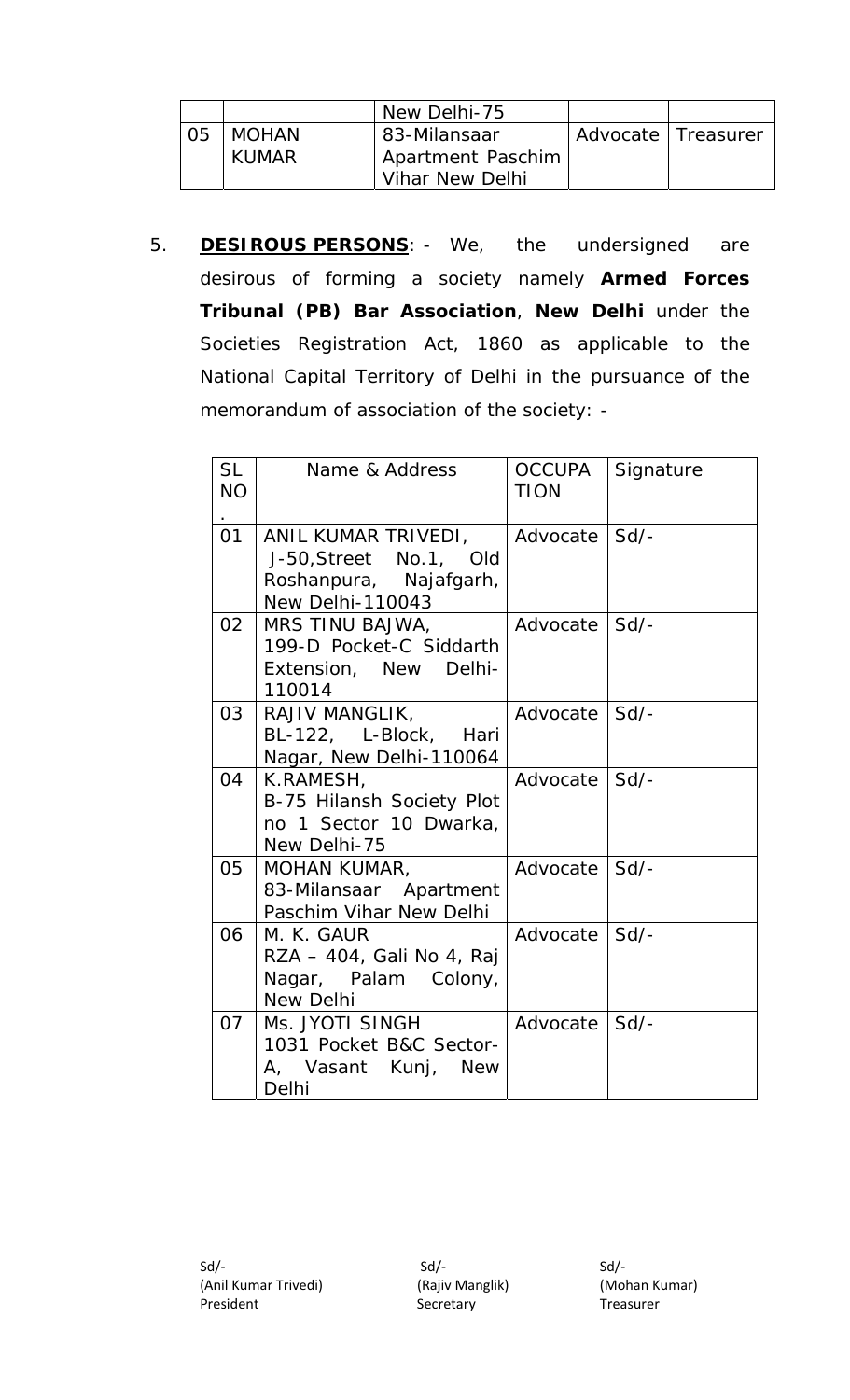| | | New Delhi-75 | | |
|---|---|---|---|---|
| 05 | MOHAN KUMAR | 83-Milansaar Apartment Paschim Vihar New Delhi | Advocate | Treasurer |

5. **DESIROUS PERSONS**: - We, the undersigned are desirous of forming a society namely **Armed Forces Tribunal (PB) Bar Association**, **New Delhi** under the Societies Registration Act, 1860 as applicable to the National Capital Territory of Delhi in the pursuance of the memorandum of association of the society: -

| SL NO. | Name & Address | OCCUPATION | Signature |
|---|---|---|---|
| 01 | ANIL KUMAR TRIVEDI, J-50,Street No.1, Old Roshanpura, Najafgarh, New Delhi-110043 | Advocate | Sd/- |
| 02 | MRS TINU BAJWA, 199-D Pocket-C Siddarth Extension, New Delhi-110014 | Advocate | Sd/- |
| 03 | RAJIV MANGLIK, BL-122, L-Block, Hari Nagar, New Delhi-110064 | Advocate | Sd/- |
| 04 | K.RAMESH, B-75 Hilansh Society Plot no 1 Sector 10 Dwarka, New Delhi-75 | Advocate | Sd/- |
| 05 | MOHAN KUMAR, 83-Milansaar Apartment Paschim Vihar New Delhi | Advocate | Sd/- |
| 06 | M. K. GAUR RZA – 404, Gali No 4, Raj Nagar, Palam Colony, New Delhi | Advocate | Sd/- |
| 07 | Ms. JYOTI SINGH 1031 Pocket B&C Sector-A, Vasant Kunj, New Delhi | Advocate | Sd/- |

| Sd/- | Sd/- | Sd/- |
|---|---|---|
| (Anil Kumar Trivedi) | (Rajiv Manglik) | (Mohan Kumar) |
| President | Secretary | Treasurer |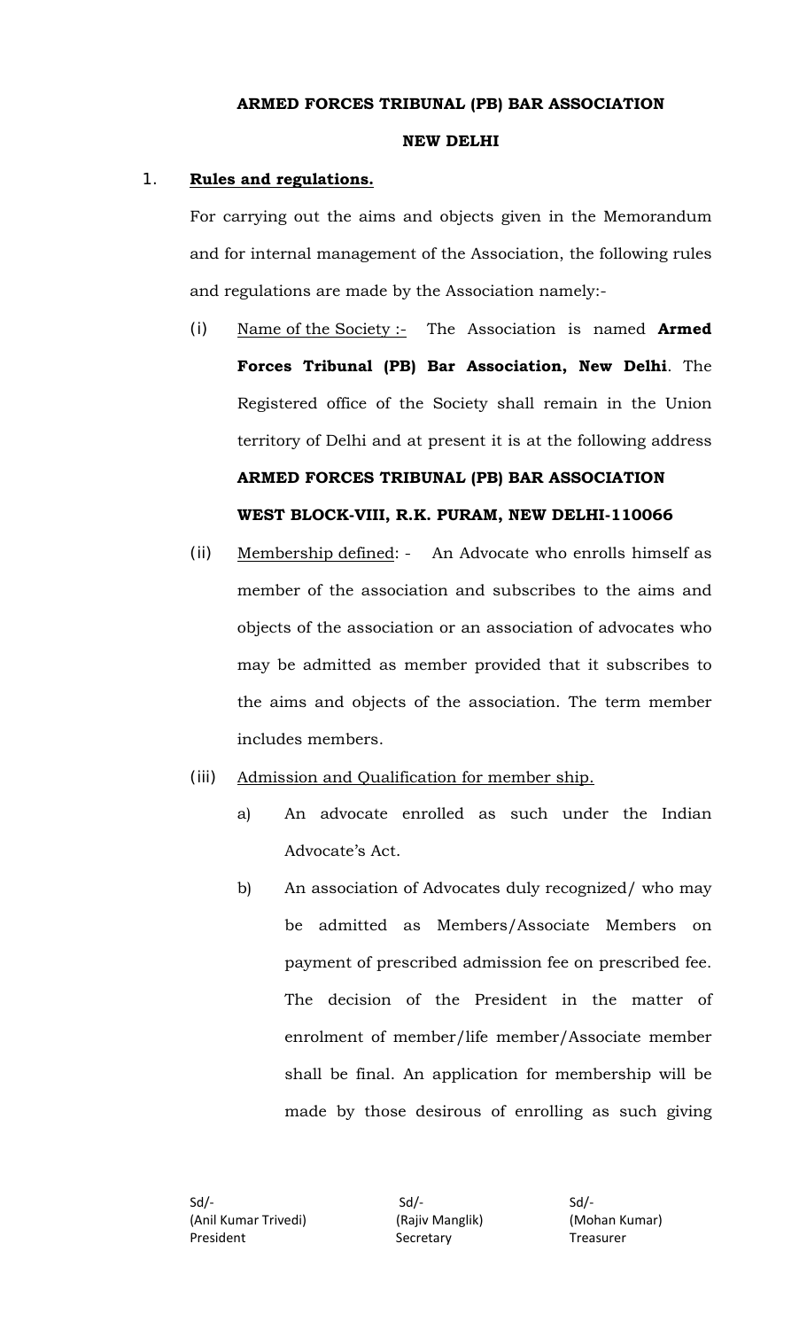**ARMED FORCES TRIBUNAL (PB) BAR ASSOCIATION**

**NEW DELHI**

1. **Rules and regulations.**

For carrying out the aims and objects given in the Memorandum and for internal management of the Association, the following rules and regulations are made by the Association namely:-

(i) Name of the Society :- The Association is named **Armed Forces Tribunal (PB) Bar Association, New Delhi**. The Registered office of the Society shall remain in the Union territory of Delhi and at present it is at the following address

**ARMED FORCES TRIBUNAL (PB) BAR ASSOCIATION**

**WEST BLOCK-VIII, R.K. PURAM, NEW DELHI-110066**

(ii) Membership defined: - An Advocate who enrolls himself as member of the association and subscribes to the aims and objects of the association or an association of advocates who may be admitted as member provided that it subscribes to the aims and objects of the association. The term member includes members.

(iii) Admission and Qualification for member ship.

a) An advocate enrolled as such under the Indian Advocate's Act.

b) An association of Advocates duly recognized/ who may be admitted as Members/Associate Members on payment of prescribed admission fee on prescribed fee. The decision of the President in the matter of enrolment of member/life member/Associate member shall be final. An application for membership will be made by those desirous of enrolling as such giving

Sd/-
(Anil Kumar Trivedi)
President

Sd/-
(Rajiv Manglik)
Secretary

Sd/-
(Mohan Kumar)
Treasurer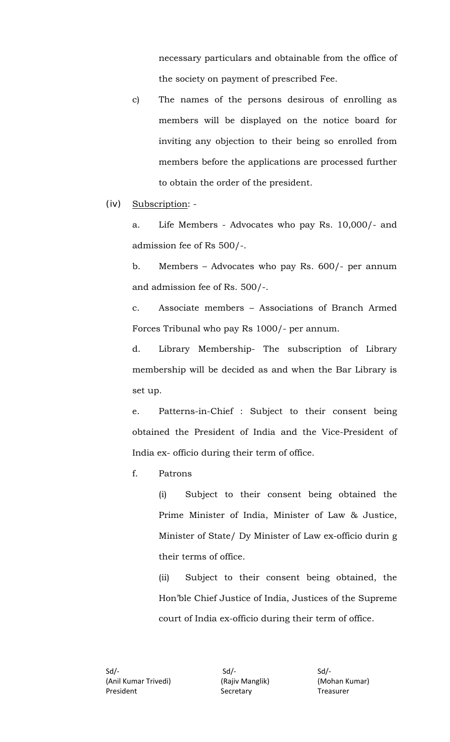necessary particulars and obtainable from the office of the society on payment of prescribed Fee.

c) The names of the persons desirous of enrolling as members will be displayed on the notice board for inviting any objection to their being so enrolled from members before the applications are processed further to obtain the order of the president.

(iv) <u>Subscription</u>: -

a. Life Members - Advocates who pay Rs. 10,000/- and admission fee of Rs 500/-.

b. Members – Advocates who pay Rs. 600/- per annum and admission fee of Rs. 500/-.

c. Associate members – Associations of Branch Armed Forces Tribunal who pay Rs 1000/- per annum.

d. Library Membership- The subscription of Library membership will be decided as and when the Bar Library is set up.

e. Patterns-in-Chief : Subject to their consent being obtained the President of India and the Vice-President of India ex- officio during their term of office.

f. Patrons

(i) Subject to their consent being obtained the Prime Minister of India, Minister of Law & Justice, Minister of State/ Dy Minister of Law ex-officio durin g their terms of office.

(ii) Subject to their consent being obtained, the Hon'ble Chief Justice of India, Justices of the Supreme court of India ex-officio during their term of office.

| Sd/- | Sd/- | Sd/- |
|---|---|---|
| (Anil Kumar Trivedi) | (Rajiv Manglik) | (Mohan Kumar) |
| President | Secretary | Treasurer |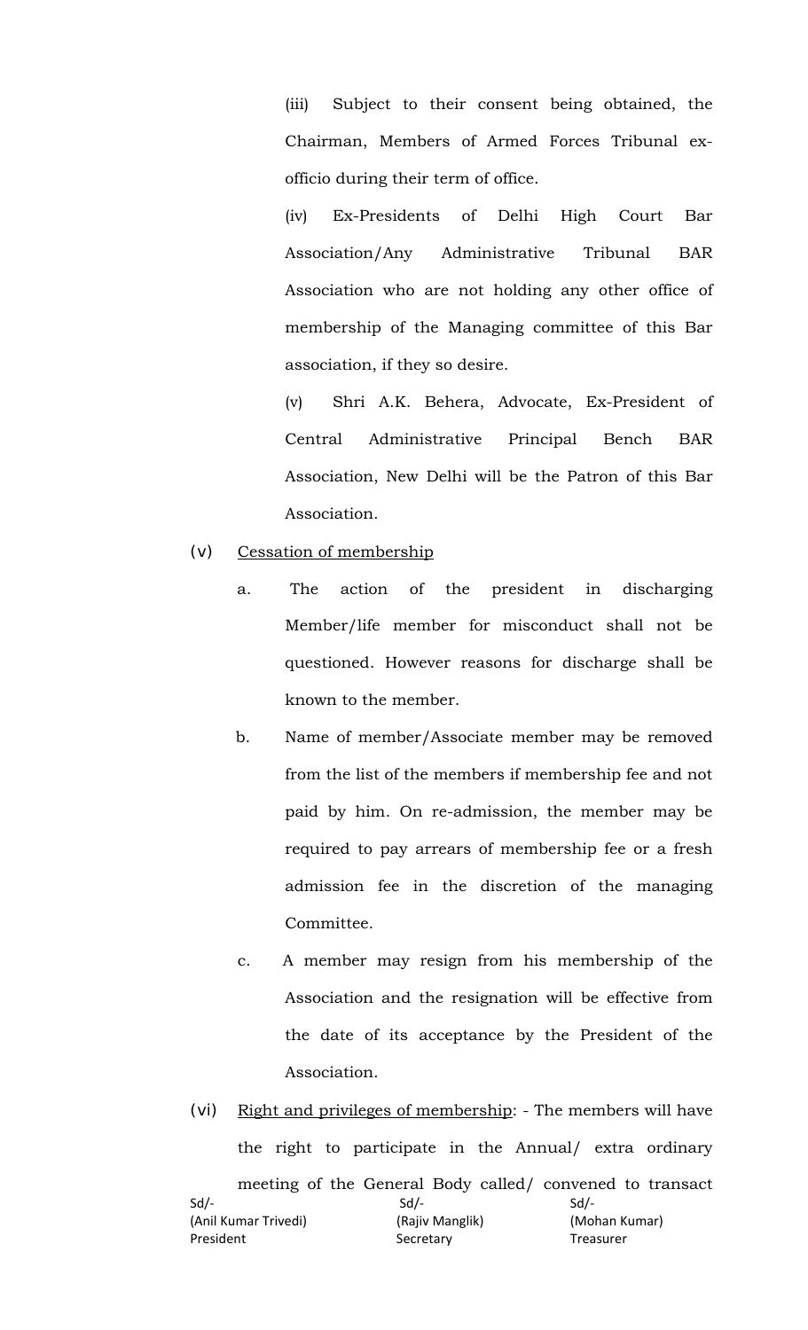(iii) Subject to their consent being obtained, the Chairman, Members of Armed Forces Tribunal ex-officio during their term of office.

(iv) Ex-Presidents of Delhi High Court Bar Association/Any Administrative Tribunal BAR Association who are not holding any other office of membership of the Managing committee of this Bar association, if they so desire.

(v) Shri A.K. Behera, Advocate, Ex-President of Central Administrative Principal Bench BAR Association, New Delhi will be the Patron of this Bar Association.

(v) Cessation of membership

a. The action of the president in discharging Member/life member for misconduct shall not be questioned. However reasons for discharge shall be known to the member.

b. Name of member/Associate member may be removed from the list of the members if membership fee and not paid by him. On re-admission, the member may be required to pay arrears of membership fee or a fresh admission fee in the discretion of the managing Committee.

c. A member may resign from his membership of the Association and the resignation will be effective from the date of its acceptance by the President of the Association.

(vi) Right and privileges of membership: - The members will have the right to participate in the Annual/ extra ordinary meeting of the General Body called/ convened to transact

| Sd/- | Sd/- | Sd/- |
|---|---|---|
| (Anil Kumar Trivedi) | (Rajiv Manglik) | (Mohan Kumar) |
| President | Secretary | Treasurer |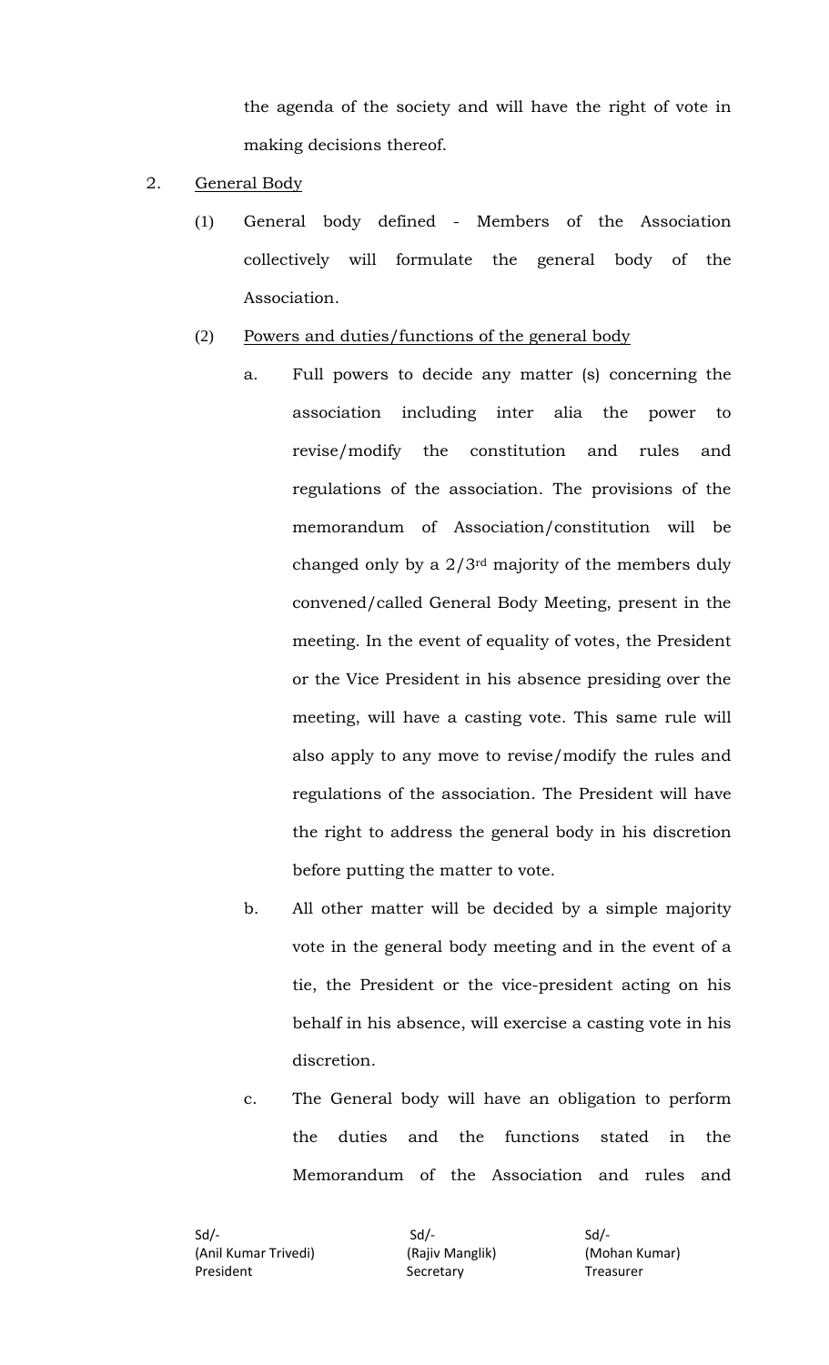the agenda of the society and will have the right of vote in making decisions thereof.

2. <u>General Body</u>

   (1) General body defined - Members of the Association collectively will formulate the general body of the Association.

   (2) <u>Powers and duties/functions of the general body</u>

      a. Full powers to decide any matter (s) concerning the association including inter alia the power to revise/modify the constitution and rules and regulations of the association. The provisions of the memorandum of Association/constitution will be changed only by a 2/3rd majority of the members duly convened/called General Body Meeting, present in the meeting. In the event of equality of votes, the President or the Vice President in his absence presiding over the meeting, will have a casting vote. This same rule will also apply to any move to revise/modify the rules and regulations of the association. The President will have the right to address the general body in his discretion before putting the matter to vote.

      b. All other matter will be decided by a simple majority vote in the general body meeting and in the event of a tie, the President or the vice-president acting on his behalf in his absence, will exercise a casting vote in his discretion.

      c. The General body will have an obligation to perform the duties and the functions stated in the Memorandum of the Association and rules and

Sd/-
(Anil Kumar Trivedi)
President

Sd/-
(Rajiv Manglik)
Secretary

Sd/-
(Mohan Kumar)
Treasurer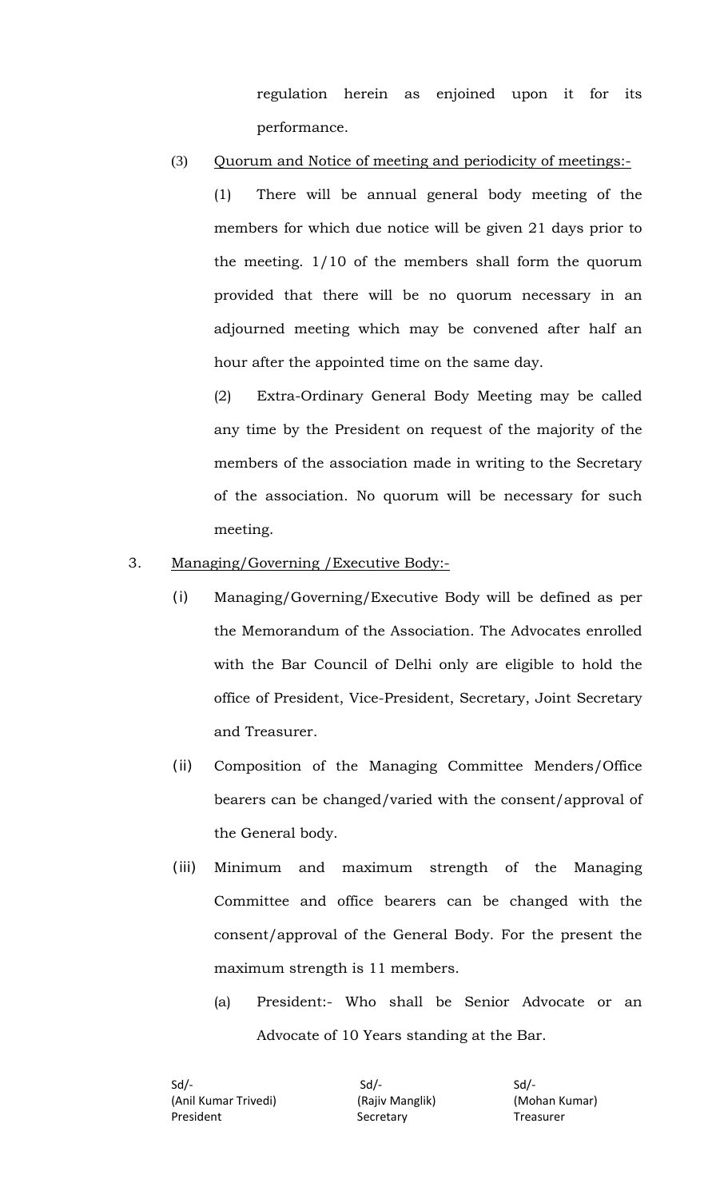regulation herein as enjoined upon it for its performance.

(3) Quorum and Notice of meeting and periodicity of meetings:-

(1) There will be annual general body meeting of the members for which due notice will be given 21 days prior to the meeting. 1/10 of the members shall form the quorum provided that there will be no quorum necessary in an adjourned meeting which may be convened after half an hour after the appointed time on the same day.

(2) Extra-Ordinary General Body Meeting may be called any time by the President on request of the majority of the members of the association made in writing to the Secretary of the association. No quorum will be necessary for such meeting.

3. Managing/Governing /Executive Body:-

(i) Managing/Governing/Executive Body will be defined as per the Memorandum of the Association. The Advocates enrolled with the Bar Council of Delhi only are eligible to hold the office of President, Vice-President, Secretary, Joint Secretary and Treasurer.

(ii) Composition of the Managing Committee Menders/Office bearers can be changed/varied with the consent/approval of the General body.

(iii) Minimum and maximum strength of the Managing Committee and office bearers can be changed with the consent/approval of the General Body. For the present the maximum strength is 11 members.

(a) President:- Who shall be Senior Advocate or an Advocate of 10 Years standing at the Bar.

Sd/-
(Anil Kumar Trivedi)
President

Sd/-
(Rajiv Manglik)
Secretary

Sd/-
(Mohan Kumar)
Treasurer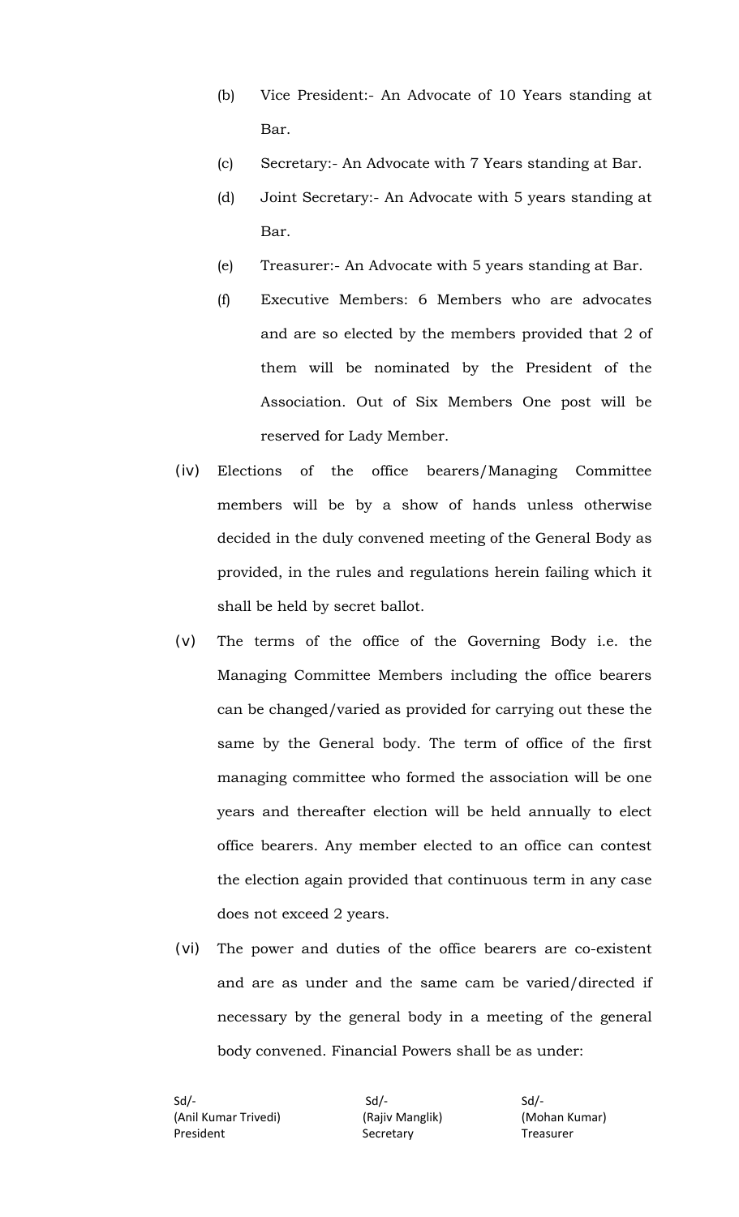(b) Vice President:- An Advocate of 10 Years standing at Bar.

(c) Secretary:- An Advocate with 7 Years standing at Bar.

(d) Joint Secretary:- An Advocate with 5 years standing at Bar.

(e) Treasurer:- An Advocate with 5 years standing at Bar.

(f) Executive Members: 6 Members who are advocates and are so elected by the members provided that 2 of them will be nominated by the President of the Association. Out of Six Members One post will be reserved for Lady Member.

(iv) Elections of the office bearers/Managing Committee members will be by a show of hands unless otherwise decided in the duly convened meeting of the General Body as provided, in the rules and regulations herein failing which it shall be held by secret ballot.

(v) The terms of the office of the Governing Body i.e. the Managing Committee Members including the office bearers can be changed/varied as provided for carrying out these the same by the General body. The term of office of the first managing committee who formed the association will be one years and thereafter election will be held annually to elect office bearers. Any member elected to an office can contest the election again provided that continuous term in any case does not exceed 2 years.

(vi) The power and duties of the office bearers are co-existent and are as under and the same cam be varied/directed if necessary by the general body in a meeting of the general body convened. Financial Powers shall be as under:

| Sd/- | Sd/- | Sd/- |
|---|---|---|
| (Anil Kumar Trivedi) | (Rajiv Manglik) | (Mohan Kumar) |
| President | Secretary | Treasurer |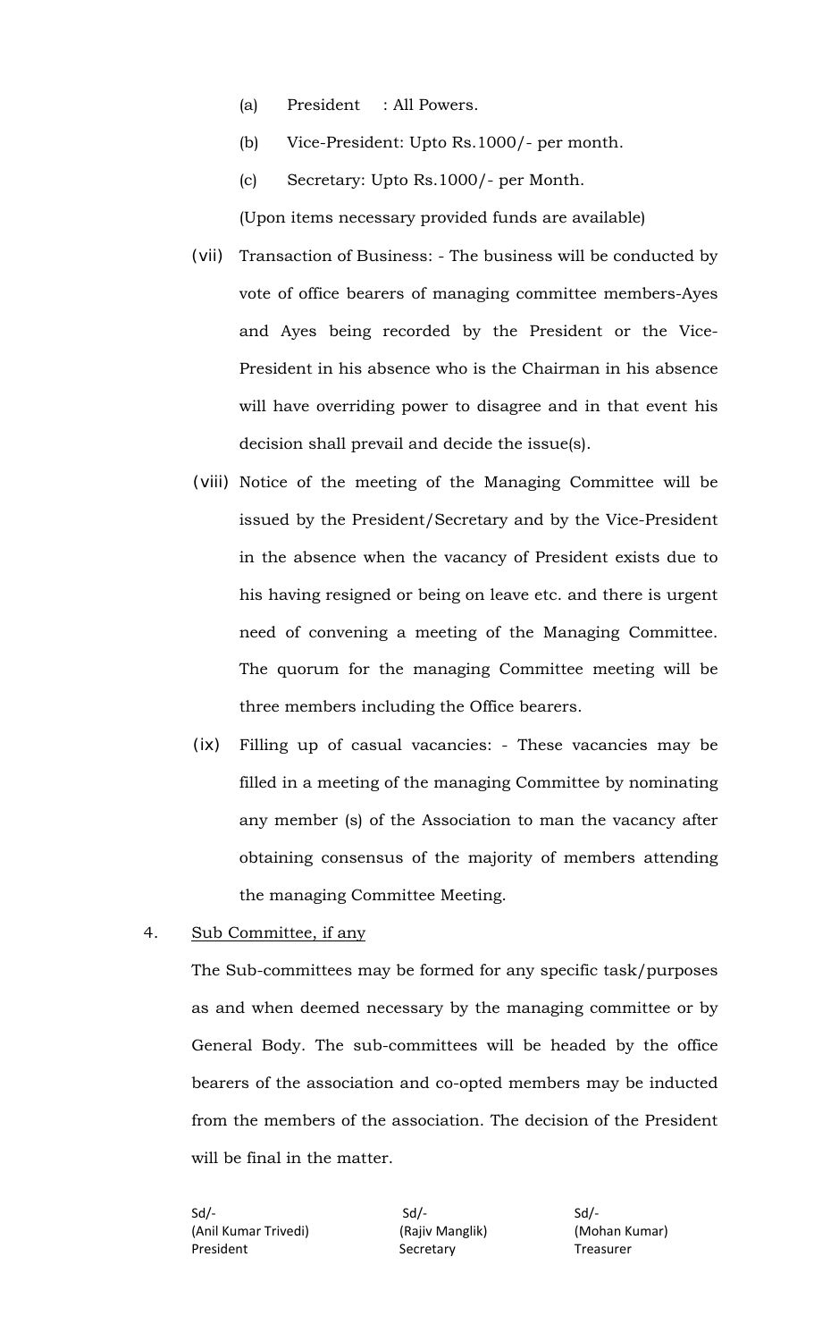(a) President : All Powers.

(b) Vice-President: Upto Rs.1000/- per month.

(c) Secretary: Upto Rs.1000/- per Month.

(Upon items necessary provided funds are available)

(vii) Transaction of Business: - The business will be conducted by vote of office bearers of managing committee members-Ayes and Ayes being recorded by the President or the Vice-President in his absence who is the Chairman in his absence will have overriding power to disagree and in that event his decision shall prevail and decide the issue(s).

(viii) Notice of the meeting of the Managing Committee will be issued by the President/Secretary and by the Vice-President in the absence when the vacancy of President exists due to his having resigned or being on leave etc. and there is urgent need of convening a meeting of the Managing Committee. The quorum for the managing Committee meeting will be three members including the Office bearers.

(ix) Filling up of casual vacancies: - These vacancies may be filled in a meeting of the managing Committee by nominating any member (s) of the Association to man the vacancy after obtaining consensus of the majority of members attending the managing Committee Meeting.

4. <u>Sub Committee, if any</u>

The Sub-committees may be formed for any specific task/purposes as and when deemed necessary by the managing committee or by General Body. The sub-committees will be headed by the office bearers of the association and co-opted members may be inducted from the members of the association. The decision of the President will be final in the matter.

| Sd/- | Sd/- | Sd/- |
| --- | --- | --- |
| (Anil Kumar Trivedi) | (Rajiv Manglik) | (Mohan Kumar) |
| President | Secretary | Treasurer |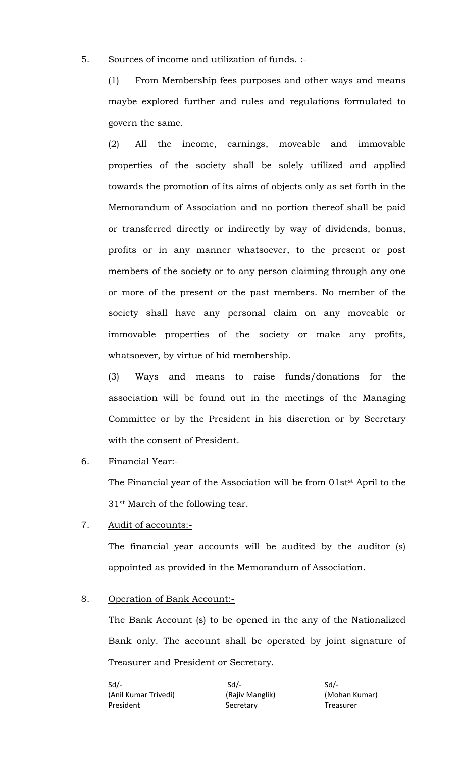5. <u>Sources of income and utilization of funds. :-</u>

   (1) From Membership fees purposes and other ways and means maybe explored further and rules and regulations formulated to govern the same.

   (2) All the income, earnings, moveable and immovable properties of the society shall be solely utilized and applied towards the promotion of its aims of objects only as set forth in the Memorandum of Association and no portion thereof shall be paid or transferred directly or indirectly by way of dividends, bonus, profits or in any manner whatsoever, to the present or post members of the society or to any person claiming through any one or more of the present or the past members. No member of the society shall have any personal claim on any moveable or immovable properties of the society or make any profits, whatsoever, by virtue of hid membership.

   (3) Ways and means to raise funds/donations for the association will be found out in the meetings of the Managing Committee or by the President in his discretion or by Secretary with the consent of President.

6. <u>Financial Year:-</u>

   The Financial year of the Association will be from 01st[st] April to the 31[st] March of the following tear.

7. <u>Audit of accounts:-</u>

   The financial year accounts will be audited by the auditor (s) appointed as provided in the Memorandum of Association.

8. <u>Operation of Bank Account:-</u>

   The Bank Account (s) to be opened in the any of the Nationalized Bank only. The account shall be operated by joint signature of Treasurer and President or Secretary.

| Sd/- | Sd/- | Sd/- |
|---|---|---|
| (Anil Kumar Trivedi) | (Rajiv Manglik) | (Mohan Kumar) |
| President | Secretary | Treasurer |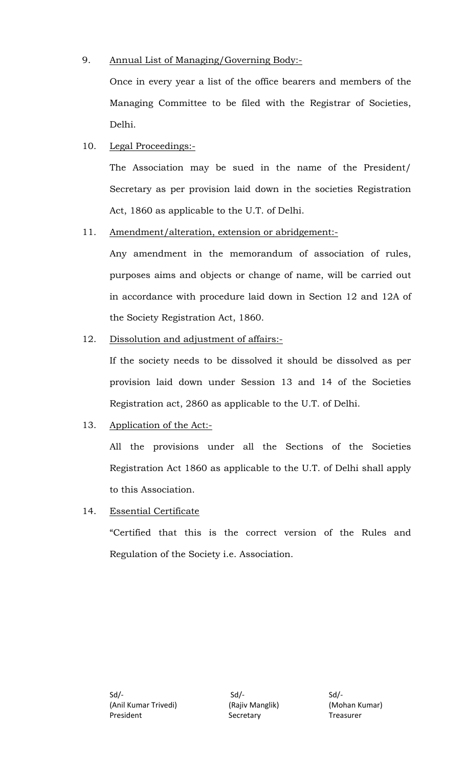9. <u>Annual List of Managing/Governing Body:-</u>

   Once in every year a list of the office bearers and members of the Managing Committee to be filed with the Registrar of Societies, Delhi.

10. <u>Legal Proceedings:-</u>

    The Association may be sued in the name of the President/ Secretary as per provision laid down in the societies Registration Act, 1860 as applicable to the U.T. of Delhi.

11. <u>Amendment/alteration, extension or abridgement:-</u>

    Any amendment in the memorandum of association of rules, purposes aims and objects or change of name, will be carried out in accordance with procedure laid down in Section 12 and 12A of the Society Registration Act, 1860.

12. <u>Dissolution and adjustment of affairs:-</u>

    If the society needs to be dissolved it should be dissolved as per provision laid down under Session 13 and 14 of the Societies Registration act, 2860 as applicable to the U.T. of Delhi.

13. <u>Application of the Act:-</u>

    All the provisions under all the Sections of the Societies Registration Act 1860 as applicable to the U.T. of Delhi shall apply to this Association.

14. <u>Essential Certificate</u>

    "Certified that this is the correct version of the Rules and Regulation of the Society i.e. Association.

| Sd/- | Sd/- | Sd/- |
|---|---|---|
| (Anil Kumar Trivedi) | (Rajiv Manglik) | (Mohan Kumar) |
| President | Secretary | Treasurer |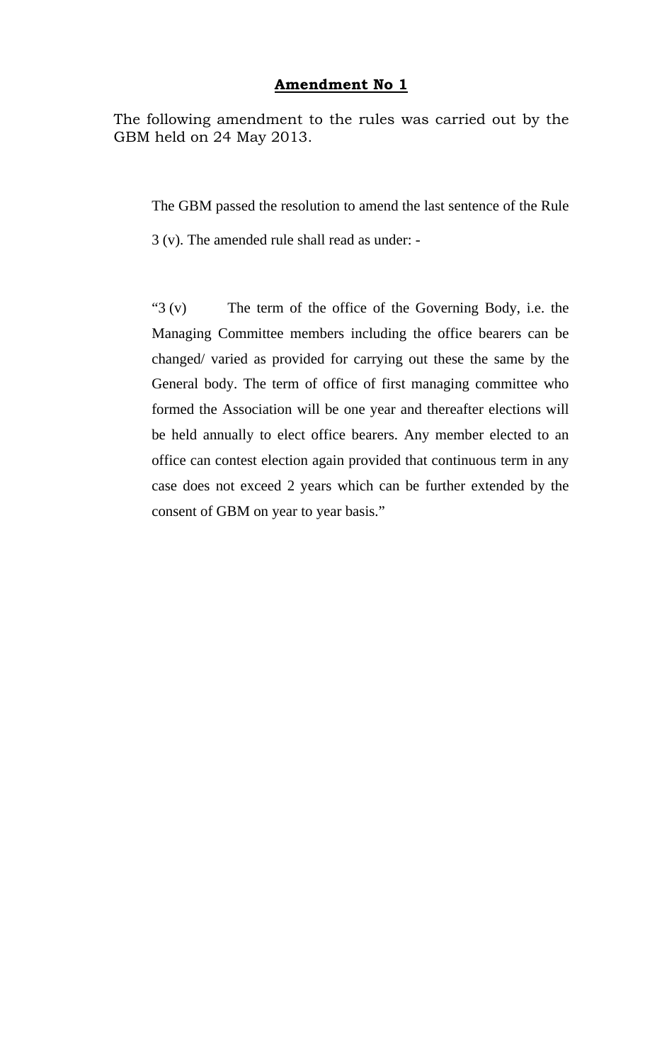## **Amendment No 1**

The following amendment to the rules was carried out by the GBM held on 24 May 2013.

The GBM passed the resolution to amend the last sentence of the Rule 3 (v). The amended rule shall read as under: -

"3 (v) The term of the office of the Governing Body, i.e. the Managing Committee members including the office bearers can be changed/ varied as provided for carrying out these the same by the General body. The term of office of first managing committee who formed the Association will be one year and thereafter elections will be held annually to elect office bearers. Any member elected to an office can contest election again provided that continuous term in any case does not exceed 2 years which can be further extended by the consent of GBM on year to year basis."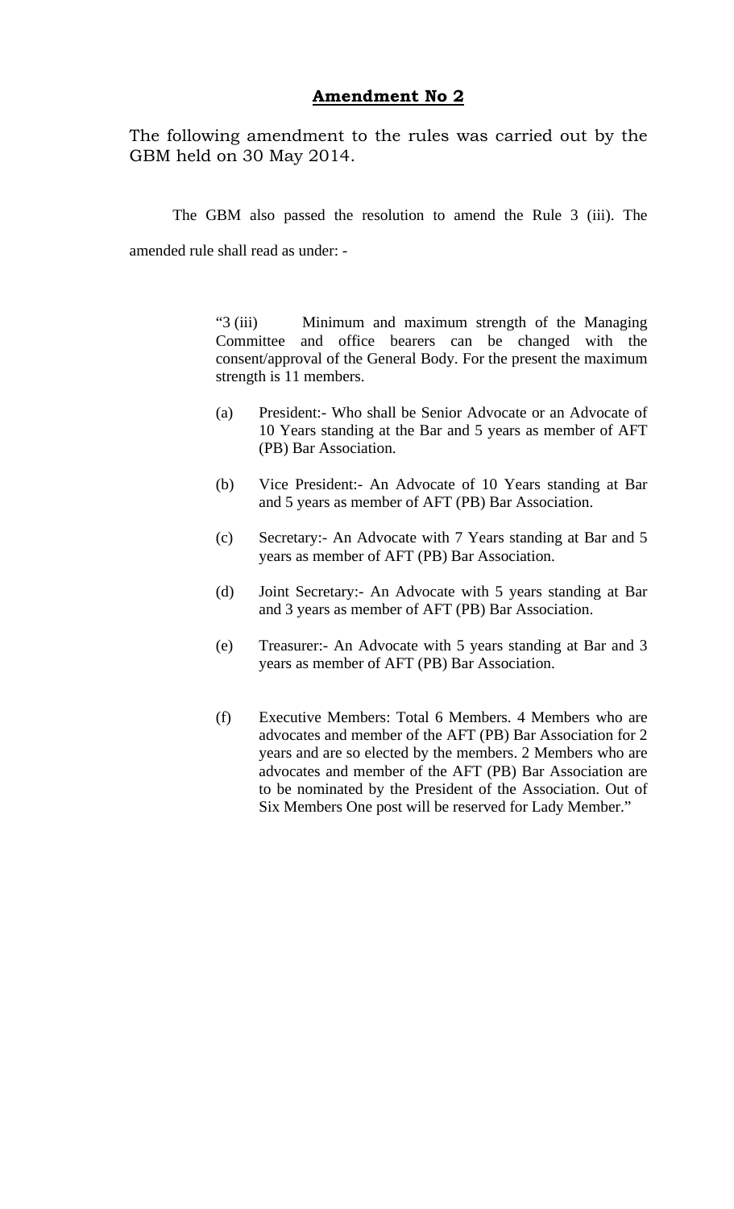## **Amendment No 2**

The following amendment to the rules was carried out by the GBM held on 30 May 2014.

The GBM also passed the resolution to amend the Rule 3 (iii). The amended rule shall read as under: -

> "3 (iii) Minimum and maximum strength of the Managing Committee and office bearers can be changed with the consent/approval of the General Body. For the present the maximum strength is 11 members.
>
> (a) President:- Who shall be Senior Advocate or an Advocate of 10 Years standing at the Bar and 5 years as member of AFT (PB) Bar Association.
>
> (b) Vice President:- An Advocate of 10 Years standing at Bar and 5 years as member of AFT (PB) Bar Association.
>
> (c) Secretary:- An Advocate with 7 Years standing at Bar and 5 years as member of AFT (PB) Bar Association.
>
> (d) Joint Secretary:- An Advocate with 5 years standing at Bar and 3 years as member of AFT (PB) Bar Association.
>
> (e) Treasurer:- An Advocate with 5 years standing at Bar and 3 years as member of AFT (PB) Bar Association.
>
> (f) Executive Members: Total 6 Members. 4 Members who are advocates and member of the AFT (PB) Bar Association for 2 years and are so elected by the members. 2 Members who are advocates and member of the AFT (PB) Bar Association are to be nominated by the President of the Association. Out of Six Members One post will be reserved for Lady Member."